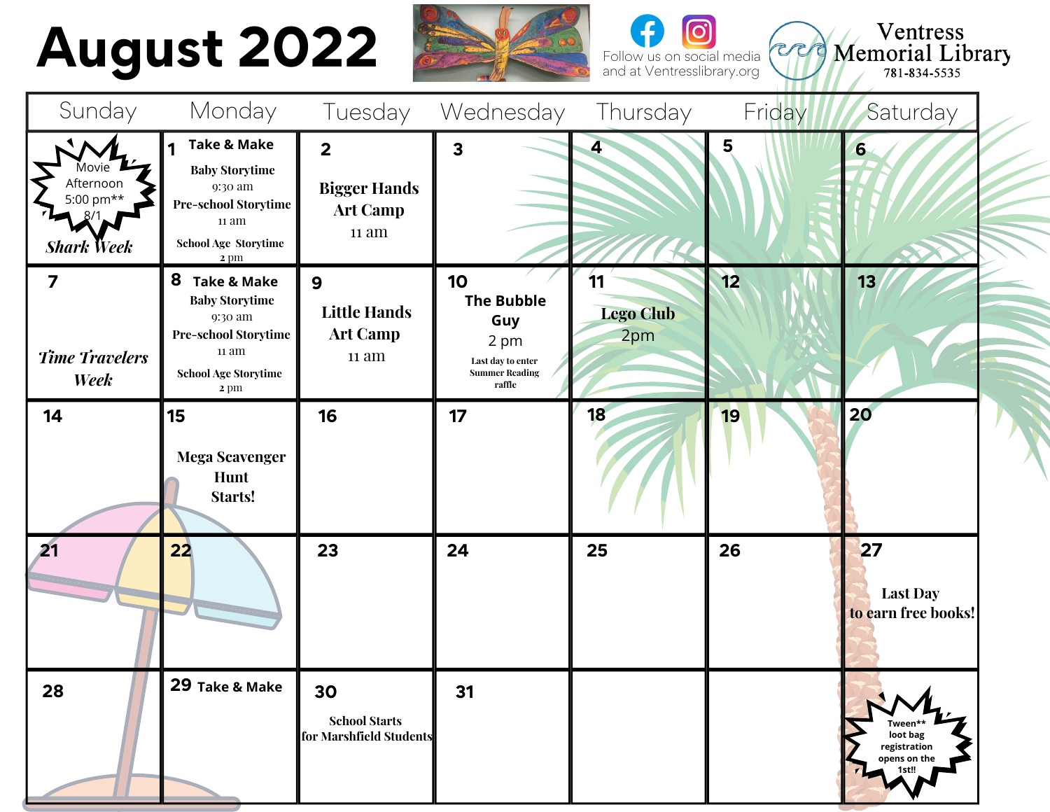# August 2022

Follow us on social media and at Ventresslibrary.org

**Ventress Memorial Library**
781-834-5535

| Sunday | Monday | Tuesday | Wednesday | Thursday | Friday | Saturday |
|---|---|---|---|---|---|---|
| Movie Afternoon 5:00 pm** 8/1<br>*Shark Week* | 1 **Take & Make**<br>**Baby Storytime** 9:30 am<br>**Pre-school Storytime** 11 am<br>**School Age Storytime** 2 pm | 2 **Bigger Hands Art Camp** 11 am | 3 | 4 | 5 | 6 |
| 7<br>*Time Travelers Week* | 8 **Take & Make**<br>**Baby Storytime** 9:30 am<br>**Pre-school Storytime** 11 am<br>**School Age Storytime** 2 pm | 9 **Little Hands Art Camp** 11 am | 10 **The Bubble Guy** 2 pm<br>**Last day to enter Summer Reading raffle** | 11 **Lego Club** 2pm | 12 | 13 |
| 14 | 15 **Mega Scavenger Hunt Starts!** | 16 | 17 | 18 | 19 | 20 |
| 21 | 22 | 23 | 24 | 25 | 26 | 27 **Last Day to earn free books!** |
| 28 | 29 **Take & Make** | 30 **School Starts for Marshfield Students** | 31 | | | **Tween** loot bag registration opens on the 1st!!** |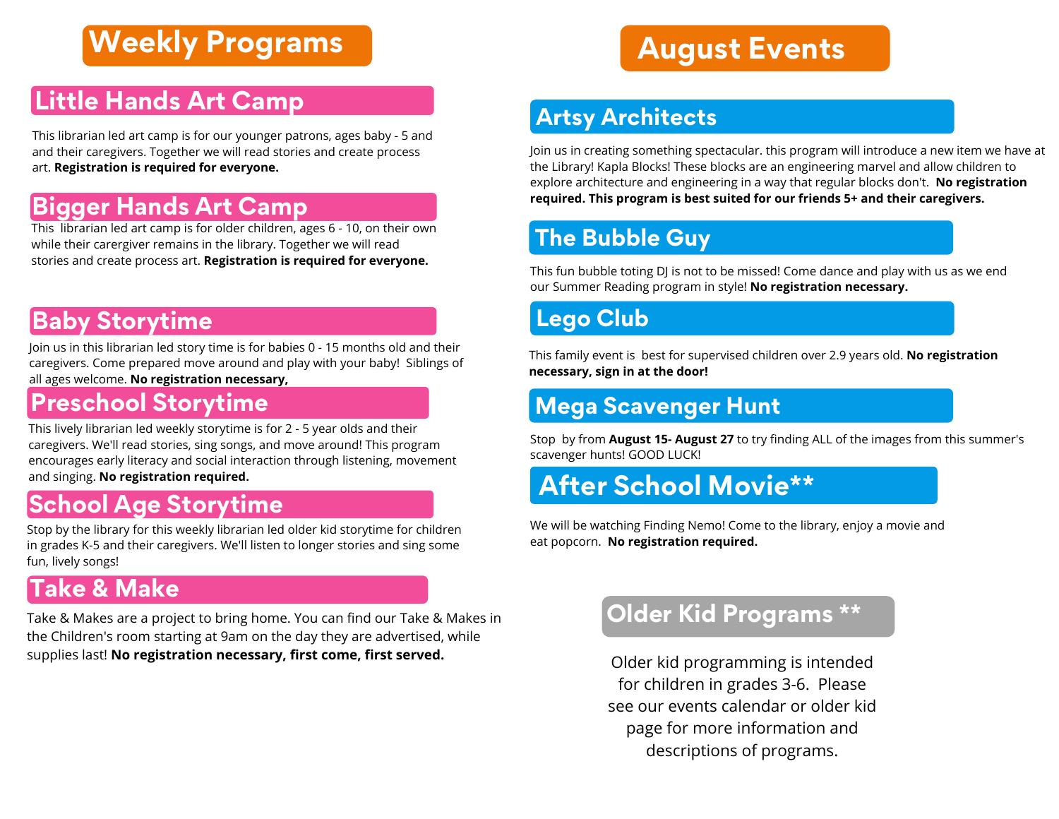# Weekly Programs

## Little Hands Art Camp

This librarian led art camp is for our younger patrons, ages baby - 5 and and their caregivers. Together we will read stories and create process art. **Registration is required for everyone.**

## Bigger Hands Art Camp

This librarian led art camp is for older children, ages 6 - 10, on their own while their carergiver remains in the library. Together we will read stories and create process art. **Registration is required for everyone.**

## Baby Storytime

Join us in this librarian led story time is for babies 0 - 15 months old and their caregivers. Come prepared move around and play with your baby! Siblings of all ages welcome. **No registration necessary,**

## Preschool Storytime

This lively librarian led weekly storytime is for 2 - 5 year olds and their caregivers. We'll read stories, sing songs, and move around! This program encourages early literacy and social interaction through listening, movement and singing. **No registration required.**

## School Age Storytime

Stop by the library for this weekly librarian led older kid storytime for children in grades K-5 and their caregivers. We'll listen to longer stories and sing some fun, lively songs!

## Take & Make

Take & Makes are a project to bring home. You can find our Take & Makes in the Children's room starting at 9am on the day they are advertised, while supplies last! **No registration necessary, first come, first served.**

# August Events

## Artsy Architects

Join us in creating something spectacular. this program will introduce a new item we have at the Library! Kapla Blocks! These blocks are an engineering marvel and allow children to explore architecture and engineering in a way that regular blocks don't. **No registration required. This program is best suited for our friends 5+ and their caregivers.**

## The Bubble Guy

This fun bubble toting DJ is not to be missed! Come dance and play with us as we end our Summer Reading program in style! **No registration necessary.**

## Lego Club

This family event is best for supervised children over 2.9 years old. **No registration necessary, sign in at the door!**

## Mega Scavenger Hunt

Stop by from **August 15- August 27** to try finding ALL of the images from this summer's scavenger hunts! GOOD LUCK!

## After School Movie**

We will be watching Finding Nemo! Come to the library, enjoy a movie and eat popcorn. **No registration required.**

## Older Kid Programs **

Older kid programming is intended for children in grades 3-6. Please see our events calendar or older kid page for more information and descriptions of programs.